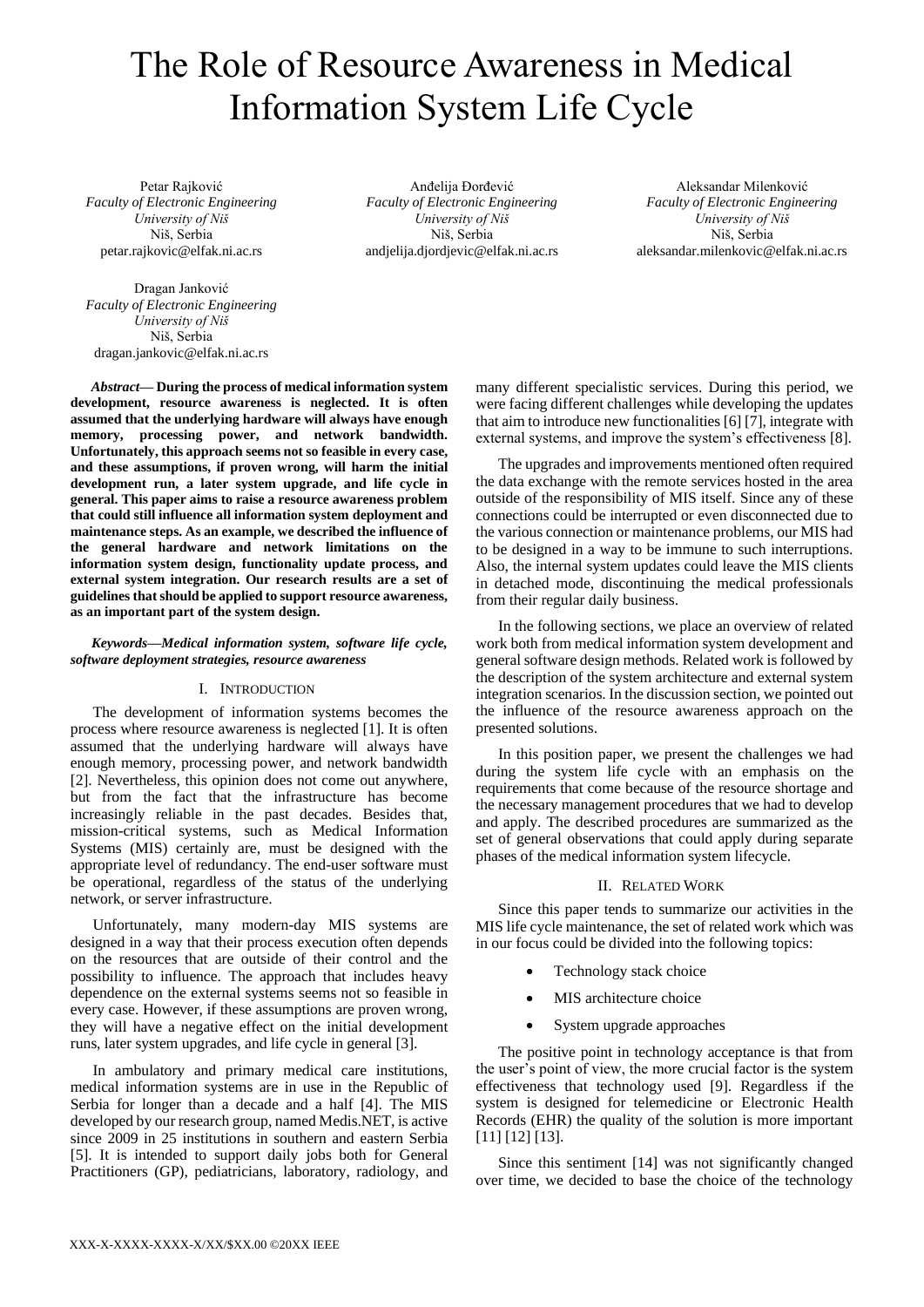# The Role of Resource Awareness in Medical Information System Life Cycle

Petar Rajković
*Faculty of Electronic Engineering*
*University of Niš*
Niš, Serbia
petar.rajkovic@elfak.ni.ac.rs

Anđelija Đorđević
*Faculty of Electronic Engineering*
*University of Niš*
Niš, Serbia
andjelija.djordjevic@elfak.ni.ac.rs

Aleksandar Milenković
*Faculty of Electronic Engineering*
*University of Niš*
Niš, Serbia
aleksandar.milenkovic@elfak.ni.ac.rs

Dragan Janković
*Faculty of Electronic Engineering*
*University of Niš*
Niš, Serbia
dragan.jankovic@elfak.ni.ac.rs

***Abstract*— During the process of medical information system development, resource awareness is neglected. It is often assumed that the underlying hardware will always have enough memory, processing power, and network bandwidth. Unfortunately, this approach seems not so feasible in every case, and these assumptions, if proven wrong, will harm the initial development run, a later system upgrade, and life cycle in general. This paper aims to raise a resource awareness problem that could still influence all information system deployment and maintenance steps. As an example, we described the influence of the general hardware and network limitations on the information system design, functionality update process, and external system integration. Our research results are a set of guidelines that should be applied to support resource awareness, as an important part of the system design.**

***Keywords—Medical information system, software life cycle, software deployment strategies, resource awareness***

## I. Introduction

The development of information systems becomes the process where resource awareness is neglected [1]. It is often assumed that the underlying hardware will always have enough memory, processing power, and network bandwidth [2]. Nevertheless, this opinion does not come out anywhere, but from the fact that the infrastructure has become increasingly reliable in the past decades. Besides that, mission-critical systems, such as Medical Information Systems (MIS) certainly are, must be designed with the appropriate level of redundancy. The end-user software must be operational, regardless of the status of the underlying network, or server infrastructure.

Unfortunately, many modern-day MIS systems are designed in a way that their process execution often depends on the resources that are outside of their control and the possibility to influence. The approach that includes heavy dependence on the external systems seems not so feasible in every case. However, if these assumptions are proven wrong, they will have a negative effect on the initial development runs, later system upgrades, and life cycle in general [3].

In ambulatory and primary medical care institutions, medical information systems are in use in the Republic of Serbia for longer than a decade and a half [4]. The MIS developed by our research group, named Medis.NET, is active since 2009 in 25 institutions in southern and eastern Serbia [5]. It is intended to support daily jobs both for General Practitioners (GP), pediatricians, laboratory, radiology, and many different specialistic services. During this period, we were facing different challenges while developing the updates that aim to introduce new functionalities [6] [7], integrate with external systems, and improve the system's effectiveness [8].

The upgrades and improvements mentioned often required the data exchange with the remote services hosted in the area outside of the responsibility of MIS itself. Since any of these connections could be interrupted or even disconnected due to the various connection or maintenance problems, our MIS had to be designed in a way to be immune to such interruptions. Also, the internal system updates could leave the MIS clients in detached mode, discontinuing the medical professionals from their regular daily business.

In the following sections, we place an overview of related work both from medical information system development and general software design methods. Related work is followed by the description of the system architecture and external system integration scenarios. In the discussion section, we pointed out the influence of the resource awareness approach on the presented solutions.

In this position paper, we present the challenges we had during the system life cycle with an emphasis on the requirements that come because of the resource shortage and the necessary management procedures that we had to develop and apply. The described procedures are summarized as the set of general observations that could apply during separate phases of the medical information system lifecycle.

## II. Related Work

Since this paper tends to summarize our activities in the MIS life cycle maintenance, the set of related work which was in our focus could be divided into the following topics:

- Technology stack choice
- MIS architecture choice
- System upgrade approaches

The positive point in technology acceptance is that from the user's point of view, the more crucial factor is the system effectiveness that technology used [9]. Regardless if the system is designed for telemedicine or Electronic Health Records (EHR) the quality of the solution is more important [11] [12] [13].

Since this sentiment [14] was not significantly changed over time, we decided to base the choice of the technology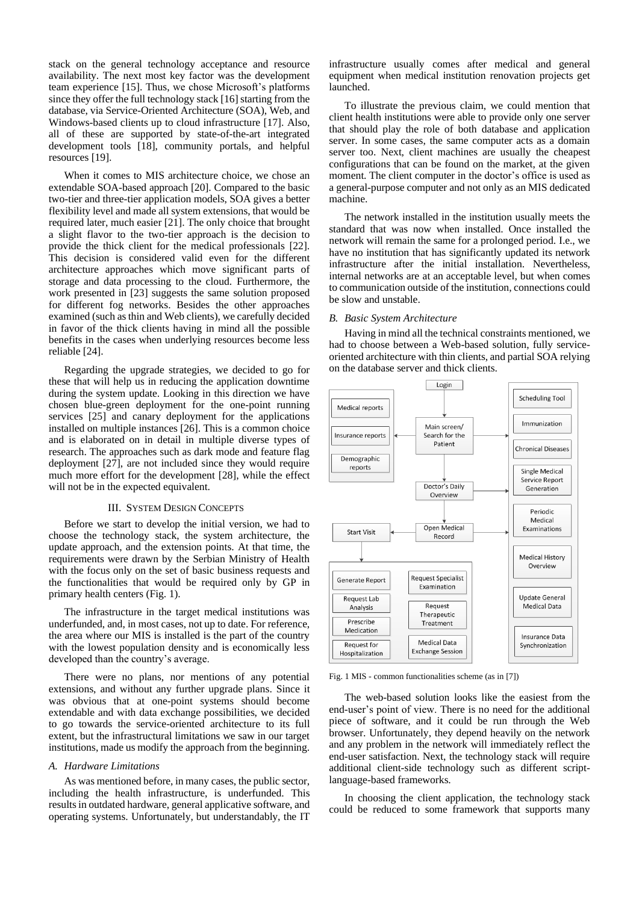stack on the general technology acceptance and resource availability. The next most key factor was the development team experience [15]. Thus, we chose Microsoft's platforms since they offer the full technology stack [16] starting from the database, via Service-Oriented Architecture (SOA), Web, and Windows-based clients up to cloud infrastructure [17]. Also, all of these are supported by state-of-the-art integrated development tools [18], community portals, and helpful resources [19].

When it comes to MIS architecture choice, we chose an extendable SOA-based approach [20]. Compared to the basic two-tier and three-tier application models, SOA gives a better flexibility level and made all system extensions, that would be required later, much easier [21]. The only choice that brought a slight flavor to the two-tier approach is the decision to provide the thick client for the medical professionals [22]. This decision is considered valid even for the different architecture approaches which move significant parts of storage and data processing to the cloud. Furthermore, the work presented in [23] suggests the same solution proposed for different fog networks. Besides the other approaches examined (such as thin and Web clients), we carefully decided in favor of the thick clients having in mind all the possible benefits in the cases when underlying resources become less reliable [24].

Regarding the upgrade strategies, we decided to go for these that will help us in reducing the application downtime during the system update. Looking in this direction we have chosen blue-green deployment for the one-point running services [25] and canary deployment for the applications installed on multiple instances [26]. This is a common choice and is elaborated on in detail in multiple diverse types of research. The approaches such as dark mode and feature flag deployment [27], are not included since they would require much more effort for the development [28], while the effect will not be in the expected equivalent.

## III. System Design Concepts

Before we start to develop the initial version, we had to choose the technology stack, the system architecture, the update approach, and the extension points. At that time, the requirements were drawn by the Serbian Ministry of Health with the focus only on the set of basic business requests and the functionalities that would be required only by GP in primary health centers (Fig. 1).

The infrastructure in the target medical institutions was underfunded, and, in most cases, not up to date. For reference, the area where our MIS is installed is the part of the country with the lowest population density and is economically less developed than the country's average.

There were no plans, nor mentions of any potential extensions, and without any further upgrade plans. Since it was obvious that at one-point systems should become extendable and with data exchange possibilities, we decided to go towards the service-oriented architecture to its full extent, but the infrastructural limitations we saw in our target institutions, made us modify the approach from the beginning.

### A. Hardware Limitations

As was mentioned before, in many cases, the public sector, including the health infrastructure, is underfunded. This results in outdated hardware, general applicative software, and operating systems. Unfortunately, but understandably, the IT infrastructure usually comes after medical and general equipment when medical institution renovation projects get launched.

To illustrate the previous claim, we could mention that client health institutions were able to provide only one server that should play the role of both database and application server. In some cases, the same computer acts as a domain server too. Next, client machines are usually the cheapest configurations that can be found on the market, at the given moment. The client computer in the doctor's office is used as a general-purpose computer and not only as an MIS dedicated machine.

The network installed in the institution usually meets the standard that was now when installed. Once installed the network will remain the same for a prolonged period. I.e., we have no institution that has significantly updated its network infrastructure after the initial installation. Nevertheless, internal networks are at an acceptable level, but when comes to communication outside of the institution, connections could be slow and unstable.

### B. Basic System Architecture

Having in mind all the technical constraints mentioned, we had to choose between a Web-based solution, fully service-oriented architecture with thin clients, and partial SOA relying on the database server and thick clients.

Fig. 1 MIS - common functionalities scheme (as in [7])

The web-based solution looks like the easiest from the end-user's point of view. There is no need for the additional piece of software, and it could be run through the Web browser. Unfortunately, they depend heavily on the network and any problem in the network will immediately reflect the end-user satisfaction. Next, the technology stack will require additional client-side technology such as different script-language-based frameworks.

In choosing the client application, the technology stack could be reduced to some framework that supports many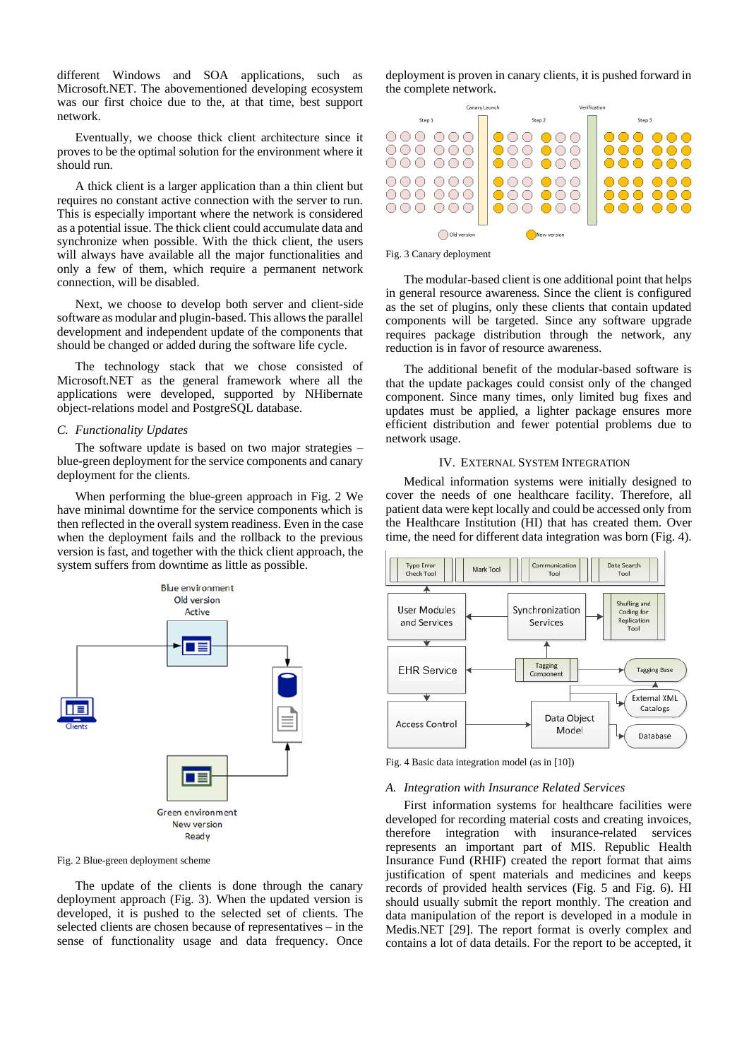different Windows and SOA applications, such as Microsoft.NET. The abovementioned developing ecosystem was our first choice due to the, at that time, best support network.

Eventually, we choose thick client architecture since it proves to be the optimal solution for the environment where it should run.

A thick client is a larger application than a thin client but requires no constant active connection with the server to run. This is especially important where the network is considered as a potential issue. The thick client could accumulate data and synchronize when possible. With the thick client, the users will always have available all the major functionalities and only a few of them, which require a permanent network connection, will be disabled.

Next, we choose to develop both server and client-side software as modular and plugin-based. This allows the parallel development and independent update of the components that should be changed or added during the software life cycle.

The technology stack that we chose consisted of Microsoft.NET as the general framework where all the applications were developed, supported by NHibernate object-relations model and PostgreSQL database.

### C. Functionality Updates

The software update is based on two major strategies – blue-green deployment for the service components and canary deployment for the clients.

When performing the blue-green approach in Fig. 2 We have minimal downtime for the service components which is then reflected in the overall system readiness. Even in the case when the deployment fails and the rollback to the previous version is fast, and together with the thick client approach, the system suffers from downtime as little as possible.

Fig. 2 Blue-green deployment scheme

The update of the clients is done through the canary deployment approach (Fig. 3). When the updated version is developed, it is pushed to the selected set of clients. The selected clients are chosen because of representatives – in the sense of functionality usage and data frequency. Once deployment is proven in canary clients, it is pushed forward in the complete network.

Fig. 3 Canary deployment

The modular-based client is one additional point that helps in general resource awareness. Since the client is configured as the set of plugins, only these clients that contain updated components will be targeted. Since any software upgrade requires package distribution through the network, any reduction is in favor of resource awareness.

The additional benefit of the modular-based software is that the update packages could consist only of the changed component. Since many times, only limited bug fixes and updates must be applied, a lighter package ensures more efficient distribution and fewer potential problems due to network usage.

## IV. External System Integration

Medical information systems were initially designed to cover the needs of one healthcare facility. Therefore, all patient data were kept locally and could be accessed only from the Healthcare Institution (HI) that has created them. Over time, the need for different data integration was born (Fig. 4).

Fig. 4 Basic data integration model (as in [10])

### A. Integration with Insurance Related Services

First information systems for healthcare facilities were developed for recording material costs and creating invoices, therefore integration with insurance-related services represents an important part of MIS. Republic Health Insurance Fund (RHIF) created the report format that aims justification of spent materials and medicines and keeps records of provided health services (Fig. 5 and Fig. 6). HI should usually submit the report monthly. The creation and data manipulation of the report is developed in a module in Medis.NET [29]. The report format is overly complex and contains a lot of data details. For the report to be accepted, it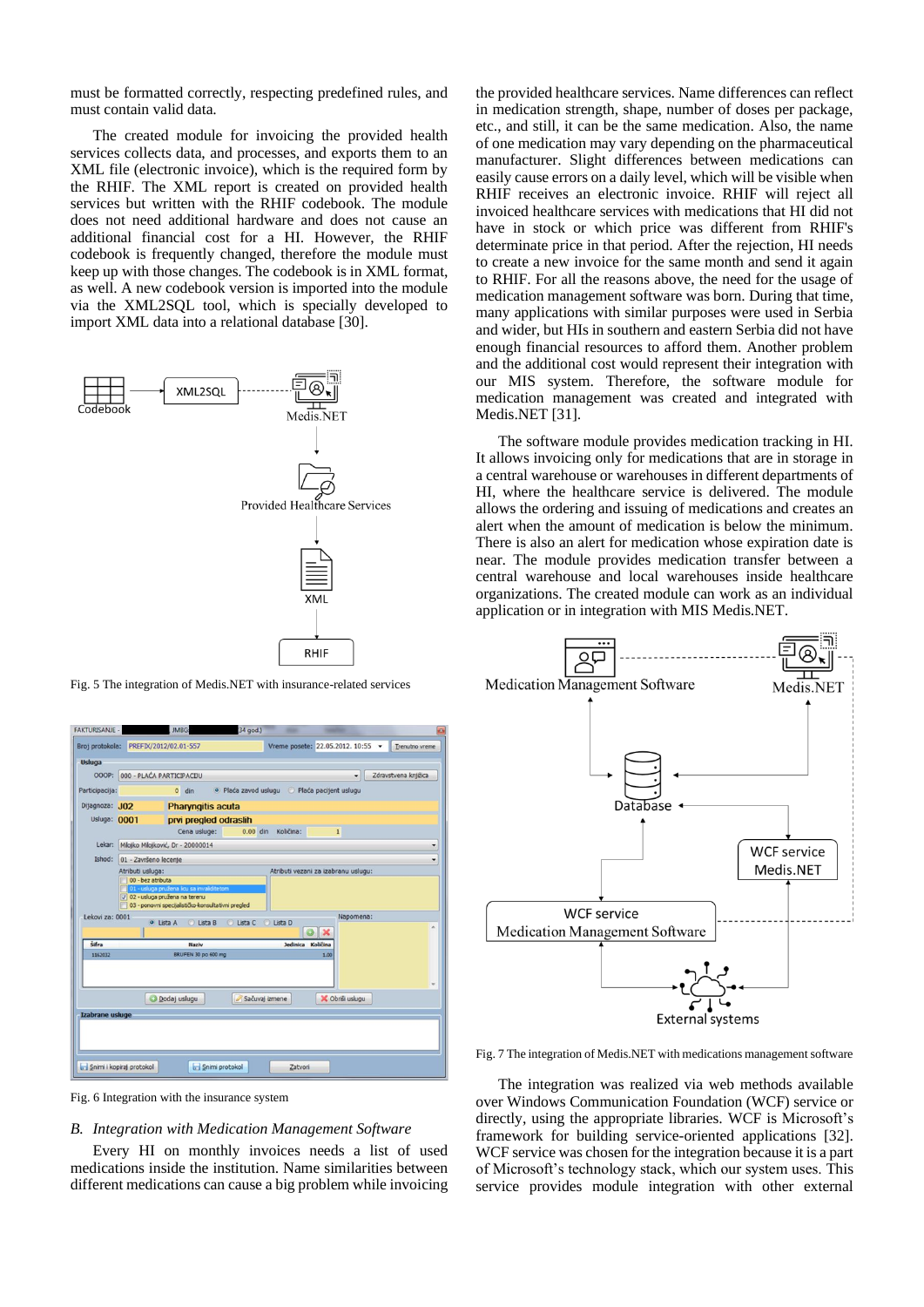must be formatted correctly, respecting predefined rules, and must contain valid data.

The created module for invoicing the provided health services collects data, and processes, and exports them to an XML file (electronic invoice), which is the required form by the RHIF. The XML report is created on provided health services but written with the RHIF codebook. The module does not need additional hardware and does not cause an additional financial cost for a HI. However, the RHIF codebook is frequently changed, therefore the module must keep up with those changes. The codebook is in XML format, as well. A new codebook version is imported into the module via the XML2SQL tool, which is specially developed to import XML data into a relational database [30].

Fig. 5 The integration of Medis.NET with insurance-related services

Fig. 6 Integration with the insurance system

### B. *Integration with Medication Management Software*

Every HI on monthly invoices needs a list of used medications inside the institution. Name similarities between different medications can cause a big problem while invoicing the provided healthcare services. Name differences can reflect in medication strength, shape, number of doses per package, etc., and still, it can be the same medication. Also, the name of one medication may vary depending on the pharmaceutical manufacturer. Slight differences between medications can easily cause errors on a daily level, which will be visible when RHIF receives an electronic invoice. RHIF will reject all invoiced healthcare services with medications that HI did not have in stock or which price was different from RHIF's determinate price in that period. After the rejection, HI needs to create a new invoice for the same month and send it again to RHIF. For all the reasons above, the need for the usage of medication management software was born. During that time, many applications with similar purposes were used in Serbia and wider, but HIs in southern and eastern Serbia did not have enough financial resources to afford them. Another problem and the additional cost would represent their integration with our MIS system. Therefore, the software module for medication management was created and integrated with Medis.NET [31].

The software module provides medication tracking in HI. It allows invoicing only for medications that are in storage in a central warehouse or warehouses in different departments of HI, where the healthcare service is delivered. The module allows the ordering and issuing of medications and creates an alert when the amount of medication is below the minimum. There is also an alert for medication whose expiration date is near. The module provides medication transfer between a central warehouse and local warehouses inside healthcare organizations. The created module can work as an individual application or in integration with MIS Medis.NET.

Fig. 7 The integration of Medis.NET with medications management software

The integration was realized via web methods available over Windows Communication Foundation (WCF) service or directly, using the appropriate libraries. WCF is Microsoft's framework for building service-oriented applications [32]. WCF service was chosen for the integration because it is a part of Microsoft's technology stack, which our system uses. This service provides module integration with other external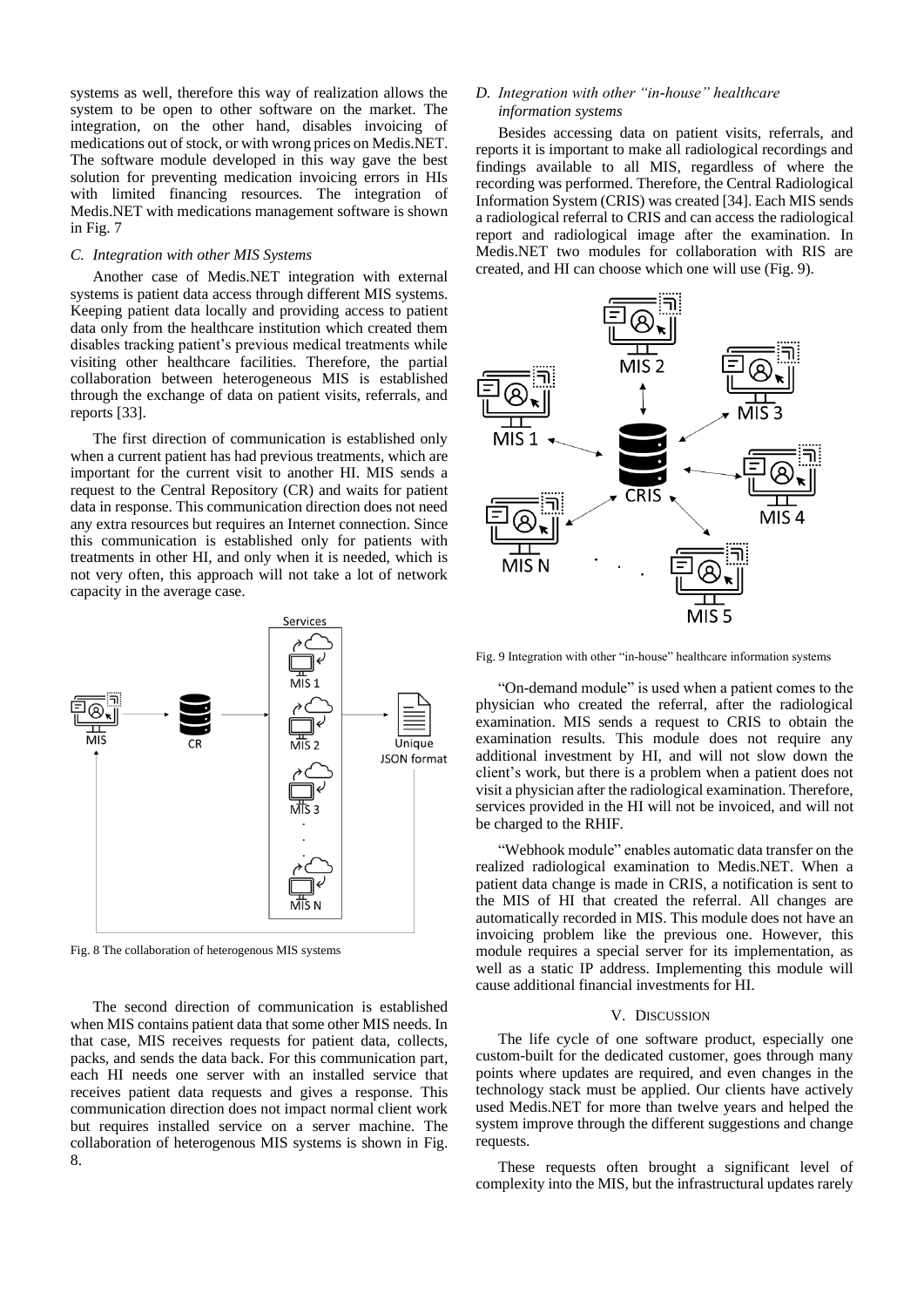systems as well, therefore this way of realization allows the system to be open to other software on the market. The integration, on the other hand, disables invoicing of medications out of stock, or with wrong prices on Medis.NET. The software module developed in this way gave the best solution for preventing medication invoicing errors in HIs with limited financing resources. The integration of Medis.NET with medications management software is shown in Fig. 7

### *C. Integration with other MIS Systems*

Another case of Medis.NET integration with external systems is patient data access through different MIS systems. Keeping patient data locally and providing access to patient data only from the healthcare institution which created them disables tracking patient's previous medical treatments while visiting other healthcare facilities. Therefore, the partial collaboration between heterogeneous MIS is established through the exchange of data on patient visits, referrals, and reports [33].

The first direction of communication is established only when a current patient has had previous treatments, which are important for the current visit to another HI. MIS sends a request to the Central Repository (CR) and waits for patient data in response. This communication direction does not need any extra resources but requires an Internet connection. Since this communication is established only for patients with treatments in other HI, and only when it is needed, which is not very often, this approach will not take a lot of network capacity in the average case.

Fig. 8 The collaboration of heterogenous MIS systems

The second direction of communication is established when MIS contains patient data that some other MIS needs. In that case, MIS receives requests for patient data, collects, packs, and sends the data back. For this communication part, each HI needs one server with an installed service that receives patient data requests and gives a response. This communication direction does not impact normal client work but requires installed service on a server machine. The collaboration of heterogenous MIS systems is shown in Fig. 8.

### *D. Integration with other "in-house" healthcare information systems*

Besides accessing data on patient visits, referrals, and reports it is important to make all radiological recordings and findings available to all MIS, regardless of where the recording was performed. Therefore, the Central Radiological Information System (CRIS) was created [34]. Each MIS sends a radiological referral to CRIS and can access the radiological report and radiological image after the examination. In Medis.NET two modules for collaboration with RIS are created, and HI can choose which one will use (Fig. 9).

Fig. 9 Integration with other "in-house" healthcare information systems

"On-demand module" is used when a patient comes to the physician who created the referral, after the radiological examination. MIS sends a request to CRIS to obtain the examination results. This module does not require any additional investment by HI, and will not slow down the client's work, but there is a problem when a patient does not visit a physician after the radiological examination. Therefore, services provided in the HI will not be invoiced, and will not be charged to the RHIF.

"Webhook module" enables automatic data transfer on the realized radiological examination to Medis.NET. When a patient data change is made in CRIS, a notification is sent to the MIS of HI that created the referral. All changes are automatically recorded in MIS. This module does not have an invoicing problem like the previous one. However, this module requires a special server for its implementation, as well as a static IP address. Implementing this module will cause additional financial investments for HI.

## V. Discussion

The life cycle of one software product, especially one custom-built for the dedicated customer, goes through many points where updates are required, and even changes in the technology stack must be applied. Our clients have actively used Medis.NET for more than twelve years and helped the system improve through the different suggestions and change requests.

These requests often brought a significant level of complexity into the MIS, but the infrastructural updates rarely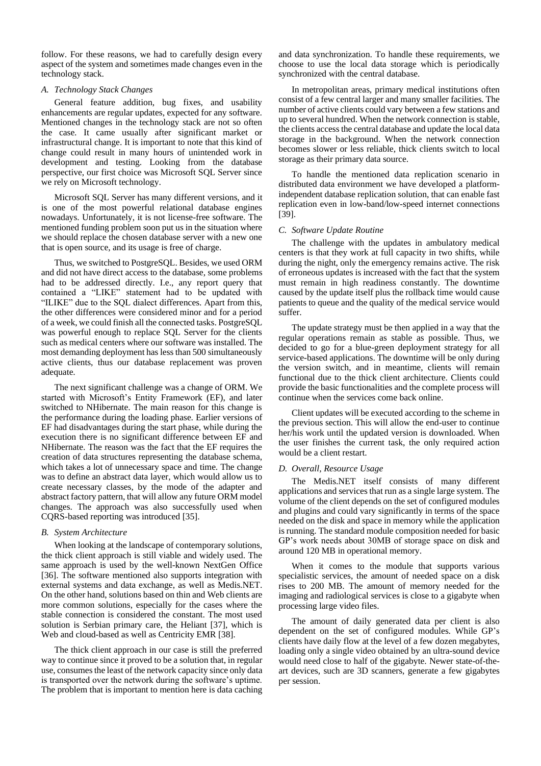follow. For these reasons, we had to carefully design every aspect of the system and sometimes made changes even in the technology stack.

### *A. Technology Stack Changes*

General feature addition, bug fixes, and usability enhancements are regular updates, expected for any software. Mentioned changes in the technology stack are not so often the case. It came usually after significant market or infrastructural change. It is important to note that this kind of change could result in many hours of unintended work in development and testing. Looking from the database perspective, our first choice was Microsoft SQL Server since we rely on Microsoft technology.

Microsoft SQL Server has many different versions, and it is one of the most powerful relational database engines nowadays. Unfortunately, it is not license-free software. The mentioned funding problem soon put us in the situation where we should replace the chosen database server with a new one that is open source, and its usage is free of charge.

Thus, we switched to PostgreSQL. Besides, we used ORM and did not have direct access to the database, some problems had to be addressed directly. I.e., any report query that contained a "LIKE" statement had to be updated with "ILIKE" due to the SQL dialect differences. Apart from this, the other differences were considered minor and for a period of a week, we could finish all the connected tasks. PostgreSQL was powerful enough to replace SQL Server for the clients such as medical centers where our software was installed. The most demanding deployment has less than 500 simultaneously active clients, thus our database replacement was proven adequate.

The next significant challenge was a change of ORM. We started with Microsoft's Entity Framework (EF), and later switched to NHibernate. The main reason for this change is the performance during the loading phase. Earlier versions of EF had disadvantages during the start phase, while during the execution there is no significant difference between EF and NHibernate. The reason was the fact that the EF requires the creation of data structures representing the database schema, which takes a lot of unnecessary space and time. The change was to define an abstract data layer, which would allow us to create necessary classes, by the mode of the adapter and abstract factory pattern, that will allow any future ORM model changes. The approach was also successfully used when CQRS-based reporting was introduced [35].

### *B. System Architecture*

When looking at the landscape of contemporary solutions, the thick client approach is still viable and widely used. The same approach is used by the well-known NextGen Office [36]. The software mentioned also supports integration with external systems and data exchange, as well as Medis.NET. On the other hand, solutions based on thin and Web clients are more common solutions, especially for the cases where the stable connection is considered the constant. The most used solution is Serbian primary care, the Heliant [37], which is Web and cloud-based as well as Centricity EMR [38].

The thick client approach in our case is still the preferred way to continue since it proved to be a solution that, in regular use, consumes the least of the network capacity since only data is transported over the network during the software's uptime. The problem that is important to mention here is data caching and data synchronization. To handle these requirements, we choose to use the local data storage which is periodically synchronized with the central database.

In metropolitan areas, primary medical institutions often consist of a few central larger and many smaller facilities. The number of active clients could vary between a few stations and up to several hundred. When the network connection is stable, the clients access the central database and update the local data storage in the background. When the network connection becomes slower or less reliable, thick clients switch to local storage as their primary data source.

To handle the mentioned data replication scenario in distributed data environment we have developed a platform-independent database replication solution, that can enable fast replication even in low-band/low-speed internet connections [39].

### *C. Software Update Routine*

The challenge with the updates in ambulatory medical centers is that they work at full capacity in two shifts, while during the night, only the emergency remains active. The risk of erroneous updates is increased with the fact that the system must remain in high readiness constantly. The downtime caused by the update itself plus the rollback time would cause patients to queue and the quality of the medical service would suffer.

The update strategy must be then applied in a way that the regular operations remain as stable as possible. Thus, we decided to go for a blue-green deployment strategy for all service-based applications. The downtime will be only during the version switch, and in meantime, clients will remain functional due to the thick client architecture. Clients could provide the basic functionalities and the complete process will continue when the services come back online.

Client updates will be executed according to the scheme in the previous section. This will allow the end-user to continue her/his work until the updated version is downloaded. When the user finishes the current task, the only required action would be a client restart.

### *D. Overall, Resource Usage*

The Medis.NET itself consists of many different applications and services that run as a single large system. The volume of the client depends on the set of configured modules and plugins and could vary significantly in terms of the space needed on the disk and space in memory while the application is running. The standard module composition needed for basic GP's work needs about 30MB of storage space on disk and around 120 MB in operational memory.

When it comes to the module that supports various specialistic services, the amount of needed space on a disk rises to 200 MB. The amount of memory needed for the imaging and radiological services is close to a gigabyte when processing large video files.

The amount of daily generated data per client is also dependent on the set of configured modules. While GP's clients have daily flow at the level of a few dozen megabytes, loading only a single video obtained by an ultra-sound device would need close to half of the gigabyte. Newer state-of-the-art devices, such are 3D scanners, generate a few gigabytes per session.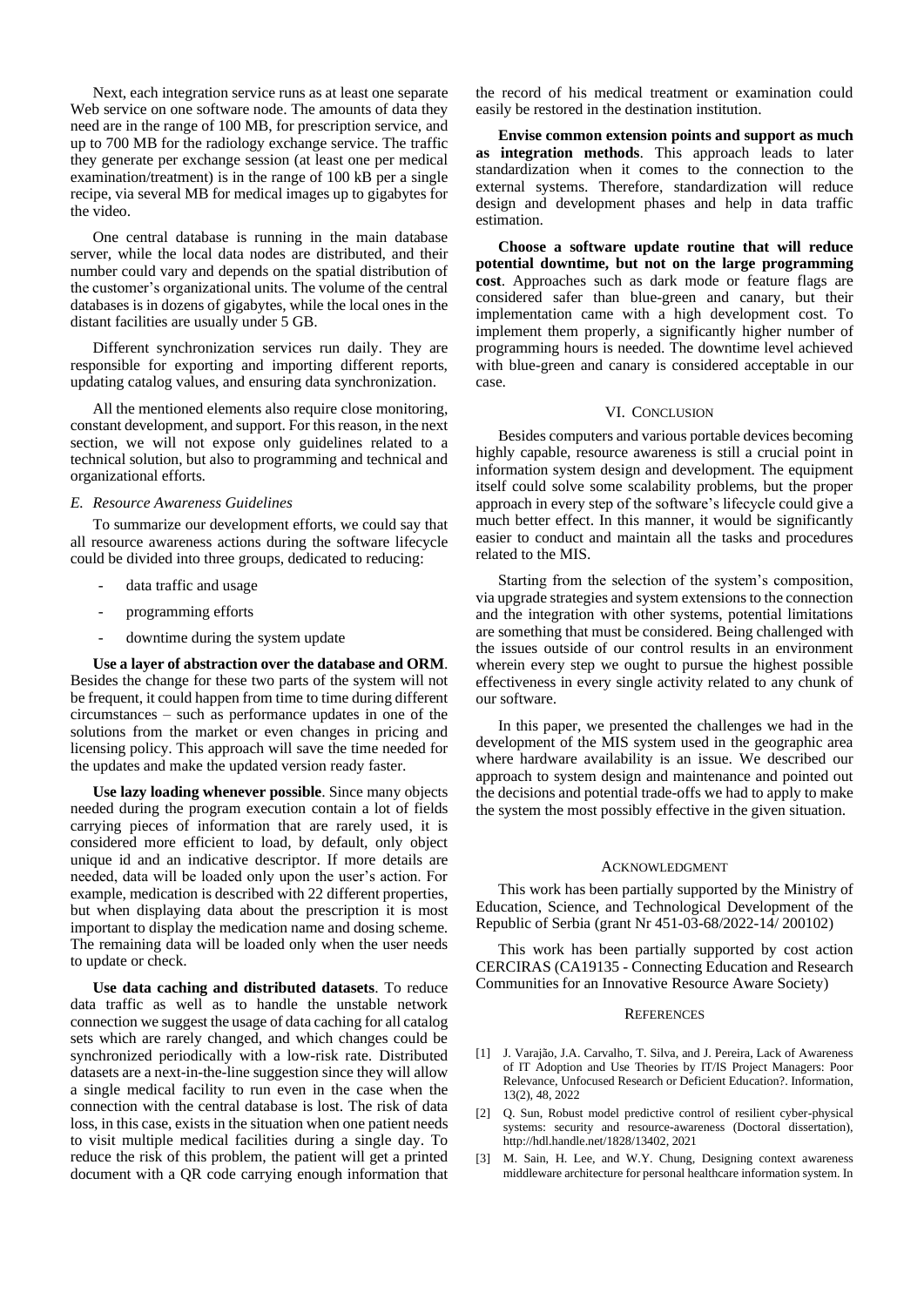Next, each integration service runs as at least one separate Web service on one software node. The amounts of data they need are in the range of 100 MB, for prescription service, and up to 700 MB for the radiology exchange service. The traffic they generate per exchange session (at least one per medical examination/treatment) is in the range of 100 kB per a single recipe, via several MB for medical images up to gigabytes for the video.

One central database is running in the main database server, while the local data nodes are distributed, and their number could vary and depends on the spatial distribution of the customer's organizational units. The volume of the central databases is in dozens of gigabytes, while the local ones in the distant facilities are usually under 5 GB.

Different synchronization services run daily. They are responsible for exporting and importing different reports, updating catalog values, and ensuring data synchronization.

All the mentioned elements also require close monitoring, constant development, and support. For this reason, in the next section, we will not expose only guidelines related to a technical solution, but also to programming and technical and organizational efforts.

### *E. Resource Awareness Guidelines*

To summarize our development efforts, we could say that all resource awareness actions during the software lifecycle could be divided into three groups, dedicated to reducing:

- data traffic and usage
- programming efforts
- downtime during the system update

**Use a layer of abstraction over the database and ORM**. Besides the change for these two parts of the system will not be frequent, it could happen from time to time during different circumstances – such as performance updates in one of the solutions from the market or even changes in pricing and licensing policy. This approach will save the time needed for the updates and make the updated version ready faster.

**Use lazy loading whenever possible**. Since many objects needed during the program execution contain a lot of fields carrying pieces of information that are rarely used, it is considered more efficient to load, by default, only object unique id and an indicative descriptor. If more details are needed, data will be loaded only upon the user's action. For example, medication is described with 22 different properties, but when displaying data about the prescription it is most important to display the medication name and dosing scheme. The remaining data will be loaded only when the user needs to update or check.

**Use data caching and distributed datasets**. To reduce data traffic as well as to handle the unstable network connection we suggest the usage of data caching for all catalog sets which are rarely changed, and which changes could be synchronized periodically with a low-risk rate. Distributed datasets are a next-in-the-line suggestion since they will allow a single medical facility to run even in the case when the connection with the central database is lost. The risk of data loss, in this case, exists in the situation when one patient needs to visit multiple medical facilities during a single day. To reduce the risk of this problem, the patient will get a printed document with a QR code carrying enough information that the record of his medical treatment or examination could easily be restored in the destination institution.

**Envise common extension points and support as much as integration methods**. This approach leads to later standardization when it comes to the connection to the external systems. Therefore, standardization will reduce design and development phases and help in data traffic estimation.

**Choose a software update routine that will reduce potential downtime, but not on the large programming cost**. Approaches such as dark mode or feature flags are considered safer than blue-green and canary, but their implementation came with a high development cost. To implement them properly, a significantly higher number of programming hours is needed. The downtime level achieved with blue-green and canary is considered acceptable in our case.

## VI. Conclusion

Besides computers and various portable devices becoming highly capable, resource awareness is still a crucial point in information system design and development. The equipment itself could solve some scalability problems, but the proper approach in every step of the software's lifecycle could give a much better effect. In this manner, it would be significantly easier to conduct and maintain all the tasks and procedures related to the MIS.

Starting from the selection of the system's composition, via upgrade strategies and system extensions to the connection and the integration with other systems, potential limitations are something that must be considered. Being challenged with the issues outside of our control results in an environment wherein every step we ought to pursue the highest possible effectiveness in every single activity related to any chunk of our software.

In this paper, we presented the challenges we had in the development of the MIS system used in the geographic area where hardware availability is an issue. We described our approach to system design and maintenance and pointed out the decisions and potential trade-offs we had to apply to make the system the most possibly effective in the given situation.

## Acknowledgment

This work has been partially supported by the Ministry of Education, Science, and Technological Development of the Republic of Serbia (grant Nr 451-03-68/2022-14/ 200102)

This work has been partially supported by cost action CERCIRAS (CA19135 - Connecting Education and Research Communities for an Innovative Resource Aware Society)

## References

[1] J. Varajão, J.A. Carvalho, T. Silva, and J. Pereira, Lack of Awareness of IT Adoption and Use Theories by IT/IS Project Managers: Poor Relevance, Unfocused Research or Deficient Education?. Information, 13(2), 48, 2022

[2] Q. Sun, Robust model predictive control of resilient cyber-physical systems: security and resource-awareness (Doctoral dissertation), http://hdl.handle.net/1828/13402, 2021

[3] M. Sain, H. Lee, and W.Y. Chung, Designing context awareness middleware architecture for personal healthcare information system. In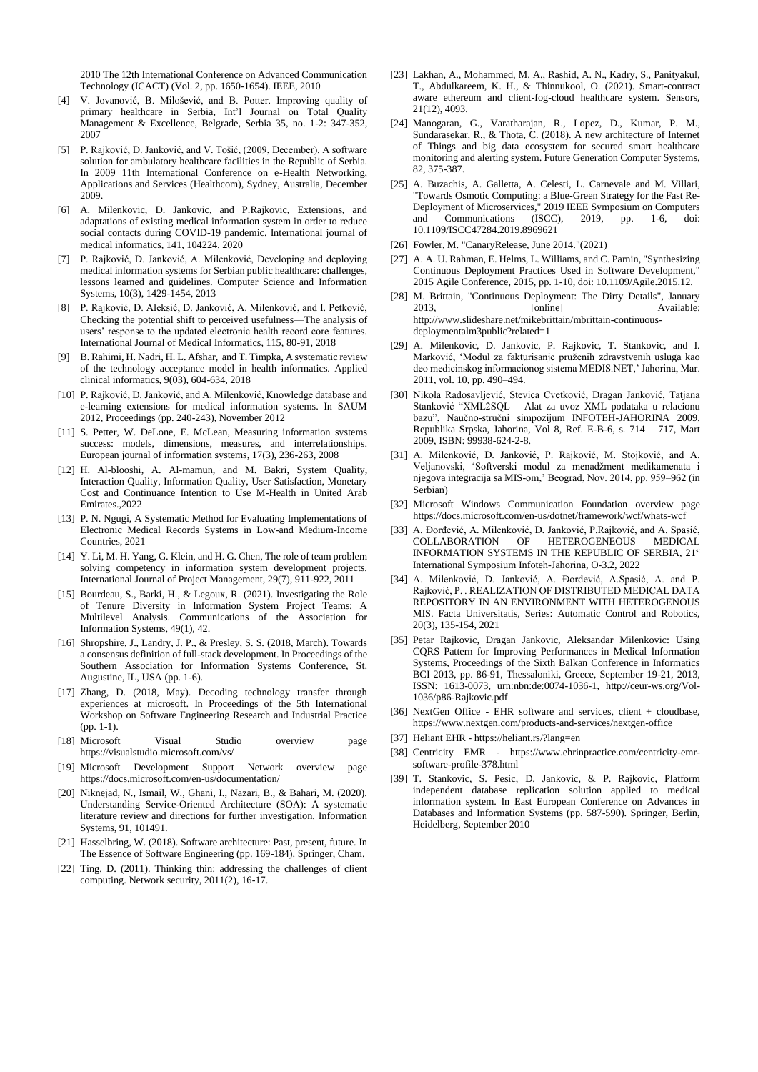2010 The 12th International Conference on Advanced Communication Technology (ICACT) (Vol. 2, pp. 1650-1654). IEEE, 2010

[4] V. Jovanović, B. Milošević, and B. Potter. Improving quality of primary healthcare in Serbia, Int'l Journal on Total Quality Management & Excellence, Belgrade, Serbia 35, no. 1-2: 347-352, 2007

[5] P. Rajković, D. Janković, and V. Tošić, (2009, December). A software solution for ambulatory healthcare facilities in the Republic of Serbia. In 2009 11th International Conference on e-Health Networking, Applications and Services (Healthcom), Sydney, Australia, December 2009.

[6] A. Milenkovic, D. Jankovic, and P.Rajkovic, Extensions, and adaptations of existing medical information system in order to reduce social contacts during COVID-19 pandemic. International journal of medical informatics, 141, 104224, 2020

[7] P. Rajković, D. Janković, A. Milenković, Developing and deploying medical information systems for Serbian public healthcare: challenges, lessons learned and guidelines. Computer Science and Information Systems, 10(3), 1429-1454, 2013

[8] P. Rajković, D. Aleksić, D. Janković, A. Milenković, and I. Petković, Checking the potential shift to perceived usefulness—The analysis of users' response to the updated electronic health record core features. International Journal of Medical Informatics, 115, 80-91, 2018

[9] B. Rahimi, H. Nadri, H. L. Afshar, and T. Timpka, A systematic review of the technology acceptance model in health informatics. Applied clinical informatics, 9(03), 604-634, 2018

[10] P. Rajković, D. Janković, and A. Milenković, Knowledge database and e-learning extensions for medical information systems. In SAUM 2012, Proceedings (pp. 240-243), November 2012

[11] S. Petter, W. DeLone, E. McLean, Measuring information systems success: models, dimensions, measures, and interrelationships. European journal of information systems, 17(3), 236-263, 2008

[12] H. Al-blooshi, A. Al-mamun, and M. Bakri, System Quality, Interaction Quality, Information Quality, User Satisfaction, Monetary Cost and Continuance Intention to Use M-Health in United Arab Emirates.,2022

[13] P. N. Ngugi, A Systematic Method for Evaluating Implementations of Electronic Medical Records Systems in Low-and Medium-Income Countries, 2021

[14] Y. Li, M. H. Yang, G. Klein, and H. G. Chen, The role of team problem solving competency in information system development projects. International Journal of Project Management, 29(7), 911-922, 2011

[15] Bourdeau, S., Barki, H., & Legoux, R. (2021). Investigating the Role of Tenure Diversity in Information System Project Teams: A Multilevel Analysis. Communications of the Association for Information Systems, 49(1), 42.

[16] Shropshire, J., Landry, J. P., & Presley, S. S. (2018, March). Towards a consensus definition of full-stack development. In Proceedings of the Southern Association for Information Systems Conference, St. Augustine, IL, USA (pp. 1-6).

[17] Zhang, D. (2018, May). Decoding technology transfer through experiences at microsoft. In Proceedings of the 5th International Workshop on Software Engineering Research and Industrial Practice (pp. 1-1).

[18] Microsoft Visual Studio overview page https://visualstudio.microsoft.com/vs/

[19] Microsoft Development Support Network overview page https://docs.microsoft.com/en-us/documentation/

[20] Niknejad, N., Ismail, W., Ghani, I., Nazari, B., & Bahari, M. (2020). Understanding Service-Oriented Architecture (SOA): A systematic literature review and directions for further investigation. Information Systems, 91, 101491.

[21] Hasselbring, W. (2018). Software architecture: Past, present, future. In The Essence of Software Engineering (pp. 169-184). Springer, Cham.

[22] Ting, D. (2011). Thinking thin: addressing the challenges of client computing. Network security, 2011(2), 16-17.

[23] Lakhan, A., Mohammed, M. A., Rashid, A. N., Kadry, S., Panityakul, T., Abdulkareem, K. H., & Thinnukool, O. (2021). Smart-contract aware ethereum and client-fog-cloud healthcare system. Sensors, 21(12), 4093.

[24] Manogaran, G., Varatharajan, R., Lopez, D., Kumar, P. M., Sundarasekar, R., & Thota, C. (2018). A new architecture of Internet of Things and big data ecosystem for secured smart healthcare monitoring and alerting system. Future Generation Computer Systems, 82, 375-387.

[25] A. Buzachis, A. Galletta, A. Celesti, L. Carnevale and M. Villari, "Towards Osmotic Computing: a Blue-Green Strategy for the Fast Re-Deployment of Microservices," 2019 IEEE Symposium on Computers and Communications (ISCC), 2019, pp. 1-6, doi: 10.1109/ISCC47284.2019.8969621

[26] Fowler, M. "CanaryRelease, June 2014."(2021)

[27] A. A. U. Rahman, E. Helms, L. Williams, and C. Parnin, "Synthesizing Continuous Deployment Practices Used in Software Development," 2015 Agile Conference, 2015, pp. 1-10, doi: 10.1109/Agile.2015.12.

[28] M. Brittain, "Continuous Deployment: The Dirty Details", January 2013, [online] Available: http://www.slideshare.net/mikebrittain/mbrittain-continuous-deploymentalm3public?related=1

[29] A. Milenkovic, D. Jankovic, P. Rajkovic, T. Stankovic, and I. Marković, 'Modul za fakturisanje pruženih zdravstvenih usluga kao deo medicinskog informacionog sistema MEDIS.NET,' Jahorina, Mar. 2011, vol. 10, pp. 490–494.

[30] Nikola Radosavljević, Stevica Cvetković, Dragan Janković, Tatjana Stanković "XML2SQL – Alat za uvoz XML podataka u relacionu bazu", Naučno-stručni simpozijum INFOTEH-JAHORINA 2009, Republika Srpska, Jahorina, Vol 8, Ref. E-B-6, s. 714 – 717, Mart 2009, ISBN: 99938-624-2-8.

[31] A. Milenković, D. Janković, P. Rajković, M. Stojković, and A. Veljanovski, 'Softverski modul za menadžment medikamenata i njegova integracija sa MIS-om,' Beograd, Nov. 2014, pp. 959–962 (in Serbian)

[32] Microsoft Windows Communication Foundation overview page https://docs.microsoft.com/en-us/dotnet/framework/wcf/whats-wcf

[33] A. Đorđević, A. Milenković, D. Janković, P.Rajković, and A. Spasić, COLLABORATION OF HETEROGENEOUS MEDICAL INFORMATION SYSTEMS IN THE REPUBLIC OF SERBIA, 21st International Symposium Infoteh-Jahorina, O-3.2, 2022

[34] A. Milenković, D. Janković, A. Đorđević, A.Spasić, A. and P. Rajković, P. . REALIZATION OF DISTRIBUTED MEDICAL DATA REPOSITORY IN AN ENVIRONMENT WITH HETEROGENOUS MIS. Facta Universitatis, Series: Automatic Control and Robotics, 20(3), 135-154, 2021

[35] Petar Rajkovic, Dragan Jankovic, Aleksandar Milenkovic: Using CQRS Pattern for Improving Performances in Medical Information Systems, Proceedings of the Sixth Balkan Conference in Informatics BCI 2013, pp. 86-91, Thessaloniki, Greece, September 19-21, 2013, ISSN: 1613-0073, urn:nbn:de:0074-1036-1, http://ceur-ws.org/Vol-1036/p86-Rajkovic.pdf

[36] NextGen Office - EHR software and services, client + cloudbase, https://www.nextgen.com/products-and-services/nextgen-office

[37] Heliant EHR - https://heliant.rs/?lang=en

[38] Centricity EMR - https://www.ehrinpractice.com/centricity-emr-software-profile-378.html

[39] T. Stankovic, S. Pesic, D. Jankovic, & P. Rajkovic, Platform independent database replication solution applied to medical information system. In East European Conference on Advances in Databases and Information Systems (pp. 587-590). Springer, Berlin, Heidelberg, September 2010